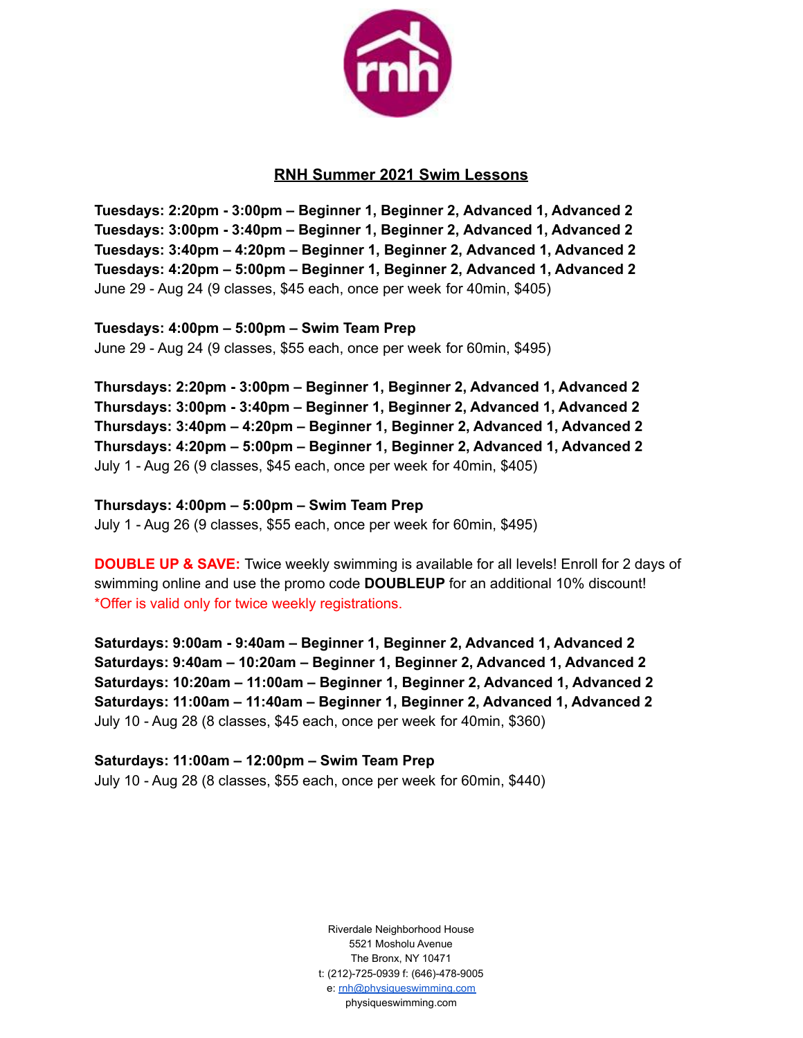# RNH Summer 2021 Swim Lessons

**Tuesdays: 2:20pm - 3:00pm – Beginner 1, Beginner 2, Advanced 1, Advanced 2**
**Tuesdays: 3:00pm - 3:40pm – Beginner 1, Beginner 2, Advanced 1, Advanced 2**
**Tuesdays: 3:40pm – 4:20pm – Beginner 1, Beginner 2, Advanced 1, Advanced 2**
**Tuesdays: 4:20pm – 5:00pm – Beginner 1, Beginner 2, Advanced 1, Advanced 2**
June 29 - Aug 24 (9 classes, $45 each, once per week for 40min, $405)

**Tuesdays: 4:00pm – 5:00pm – Swim Team Prep**
June 29 - Aug 24 (9 classes, $55 each, once per week for 60min, $495)

**Thursdays: 2:20pm - 3:00pm – Beginner 1, Beginner 2, Advanced 1, Advanced 2**
**Thursdays: 3:00pm - 3:40pm – Beginner 1, Beginner 2, Advanced 1, Advanced 2**
**Thursdays: 3:40pm – 4:20pm – Beginner 1, Beginner 2, Advanced 1, Advanced 2**
**Thursdays: 4:20pm – 5:00pm – Beginner 1, Beginner 2, Advanced 1, Advanced 2**
July 1 - Aug 26 (9 classes, $45 each, once per week for 40min, $405)

**Thursdays: 4:00pm – 5:00pm – Swim Team Prep**
July 1 - Aug 26 (9 classes, $55 each, once per week for 60min, $495)

**DOUBLE UP & SAVE:** Twice weekly swimming is available for all levels! Enroll for 2 days of swimming online and use the promo code **DOUBLEUP** for an additional 10% discount!
*Offer is valid only for twice weekly registrations.

**Saturdays: 9:00am - 9:40am – Beginner 1, Beginner 2, Advanced 1, Advanced 2**
**Saturdays: 9:40am – 10:20am – Beginner 1, Beginner 2, Advanced 1, Advanced 2**
**Saturdays: 10:20am – 11:00am – Beginner 1, Beginner 2, Advanced 1, Advanced 2**
**Saturdays: 11:00am – 11:40am – Beginner 1, Beginner 2, Advanced 1, Advanced 2**
July 10 - Aug 28 (8 classes, $45 each, once per week for 40min, $360)

**Saturdays: 11:00am – 12:00pm – Swim Team Prep**
July 10 - Aug 28 (8 classes, $55 each, once per week for 60min, $440)

Riverdale Neighborhood House
5521 Mosholu Avenue
The Bronx, NY 10471
t: (212)-725-0939 f: (646)-478-9005
e: rnh@physiqueswimming.com
physiqueswimming.com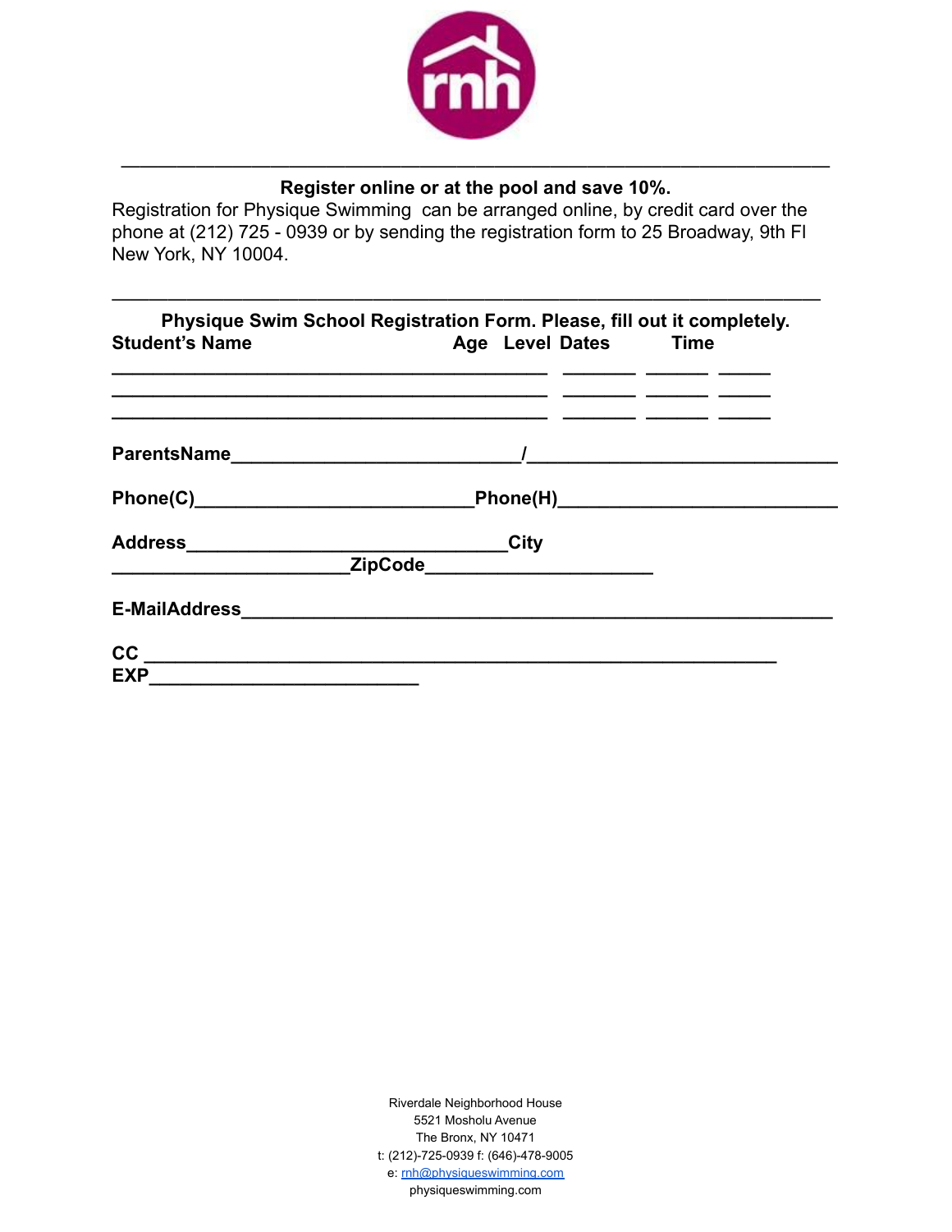**Register online or at the pool and save 10%.**

Registration for Physique Swimming can be arranged online, by credit card over the phone at (212) 725 - 0939 or by sending the registration form to 25 Broadway, 9th Fl New York, NY 10004.

---

**Physique Swim School Registration Form. Please, fill out it completely.**

| Student's Name | Age | Level | Dates | Time |
|---|---|---|---|---|
| | | | | |
| | | | | |
| | | | | |

**ParentsName**\_\_\_\_\_\_\_\_\_\_\_\_\_\_\_\_\_\_\_\_\_\_\_\_\_\_\_\_/\_\_\_\_\_\_\_\_\_\_\_\_\_\_\_\_\_\_\_\_\_\_\_\_\_\_\_\_\_\_

**Phone(C)**\_\_\_\_\_\_\_\_\_\_\_\_\_\_\_\_\_\_\_\_\_\_\_\_\_\_\_**Phone(H)**\_\_\_\_\_\_\_\_\_\_\_\_\_\_\_\_\_\_\_\_\_\_\_\_\_\_\_

**Address**\_\_\_\_\_\_\_\_\_\_\_\_\_\_\_\_\_\_\_\_\_\_\_\_\_\_\_\_\_\_\_**City** \_\_\_\_\_\_\_\_\_\_\_\_\_\_\_\_\_\_\_\_\_\_\_**ZipCode**\_\_\_\_\_\_\_\_\_\_\_\_\_\_\_\_\_\_\_\_\_\_

**E-MailAddress**\_\_\_\_\_\_\_\_\_\_\_\_\_\_\_\_\_\_\_\_\_\_\_\_\_\_\_\_\_\_\_\_\_\_\_\_\_\_\_\_\_\_\_\_\_\_\_\_\_\_\_\_\_\_\_\_\_\_

**CC** \_\_\_\_\_\_\_\_\_\_\_\_\_\_\_\_\_\_\_\_\_\_\_\_\_\_\_\_\_\_\_\_\_\_\_\_\_\_\_\_\_\_\_\_\_\_\_\_\_\_\_\_\_\_\_\_\_\_\_\_
**EXP**\_\_\_\_\_\_\_\_\_\_\_\_\_\_\_\_\_\_\_\_\_\_\_\_\_\_

Riverdale Neighborhood House
5521 Mosholu Avenue
The Bronx, NY 10471
t: (212)-725-0939 f: (646)-478-9005
e: rnh@physiqueswimming.com
physiqueswimming.com